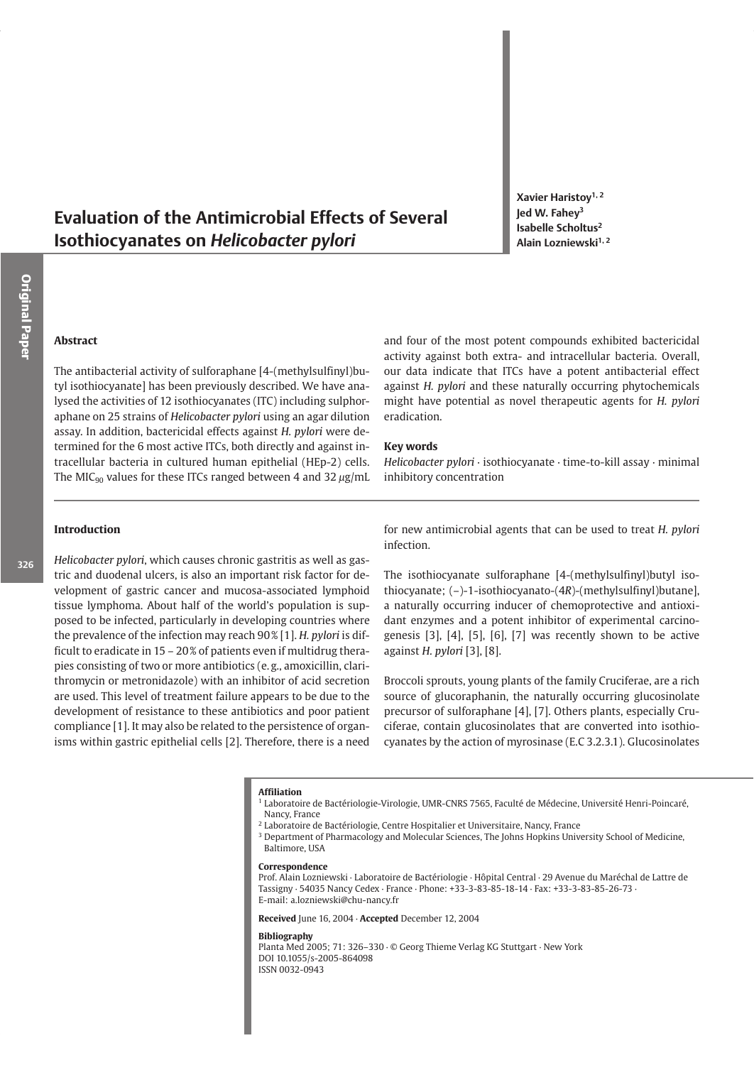# Evaluation of the Antimicrobial Effects of Several Isothiocyanates on *Helicobacter pylori*

**Xavier Haristoy[1,2]**
**Jed W. Fahey[3]**
**Isabelle Scholtus[2]**
**Alain Lozniewski[1,2]**

Original Paper

## Abstract

The antibacterial activity of sulforaphane [4-(methylsulfinyl)butyl isothiocyanate] has been previously described. We have analysed the activities of 12 isothiocyanates (ITC) including sulphoraphane on 25 strains of *Helicobacter pylori* using an agar dilution assay. In addition, bactericidal effects against *H. pylori* were determined for the 6 most active ITCs, both directly and against intracellular bacteria in cultured human epithelial (HEp-2) cells. The $MIC_{90}$ values for these ITCs ranged between 4 and 32 μg/mL and four of the most potent compounds exhibited bactericidal activity against both extra- and intracellular bacteria. Overall, our data indicate that ITCs have a potent antibacterial effect against *H. pylori* and these naturally occurring phytochemicals might have potential as novel therapeutic agents for *H. pylori* eradication.

### Key words

*Helicobacter pylori* · isothiocyanate · time-to-kill assay · minimal inhibitory concentration

## Introduction

*Helicobacter pylori*, which causes chronic gastritis as well as gastric and duodenal ulcers, is also an important risk factor for development of gastric cancer and mucosa-associated lymphoid tissue lymphoma. About half of the world's population is supposed to be infected, particularly in developing countries where the prevalence of the infection may reach 90% [1]. *H. pylori* is difficult to eradicate in 15 – 20% of patients even if multidrug therapies consisting of two or more antibiotics (e.g., amoxicillin, clarithromycin or metronidazole) with an inhibitor of acid secretion are used. This level of treatment failure appears to be due to the development of resistance to these antibiotics and poor patient compliance [1]. It may also be related to the persistence of organisms within gastric epithelial cells [2]. Therefore, there is a need for new antimicrobial agents that can be used to treat *H. pylori* infection.

The isothiocyanate sulforaphane [4-(methylsulfinyl)butyl isothiocyanate; (–)-1-isothiocyanato-(4*R*)-(methylsulfinyl)butane], a naturally occurring inducer of chemoprotective and antioxidant enzymes and a potent inhibitor of experimental carcinogenesis [3], [4], [5], [6], [7] was recently shown to be active against *H. pylori* [3], [8].

Broccoli sprouts, young plants of the family Cruciferae, are a rich source of glucoraphanin, the naturally occurring glucosinolate precursor of sulforaphane [4], [7]. Others plants, especially Cruciferae, contain glucosinolates that are converted into isothiocyanates by the action of myrosinase (E.C 3.2.3.1). Glucosinolates

**Affiliation**
[1] Laboratoire de Bactériologie-Virologie, UMR-CNRS 7565, Faculté de Médecine, Université Henri-Poincaré, Nancy, France
[2] Laboratoire de Bactériologie, Centre Hospitalier et Universitaire, Nancy, France
[3] Department of Pharmacology and Molecular Sciences, The Johns Hopkins University School of Medicine, Baltimore, USA

**Correspondence**
Prof. Alain Lozniewski · Laboratoire de Bactériologie · Hôpital Central · 29 Avenue du Maréchal de Lattre de Tassigny · 54035 Nancy Cedex · France · Phone: +33-3-83-85-18-14 · Fax: +33-3-83-85-26-73 · E-mail: a.lozniewski@chu-nancy.fr

**Received** June 16, 2004 · **Accepted** December 12, 2004

**Bibliography**
Planta Med 2005; 71: 326–330 · © Georg Thieme Verlag KG Stuttgart · New York
DOI 10.1055/s-2005-864098
ISSN 0032-0943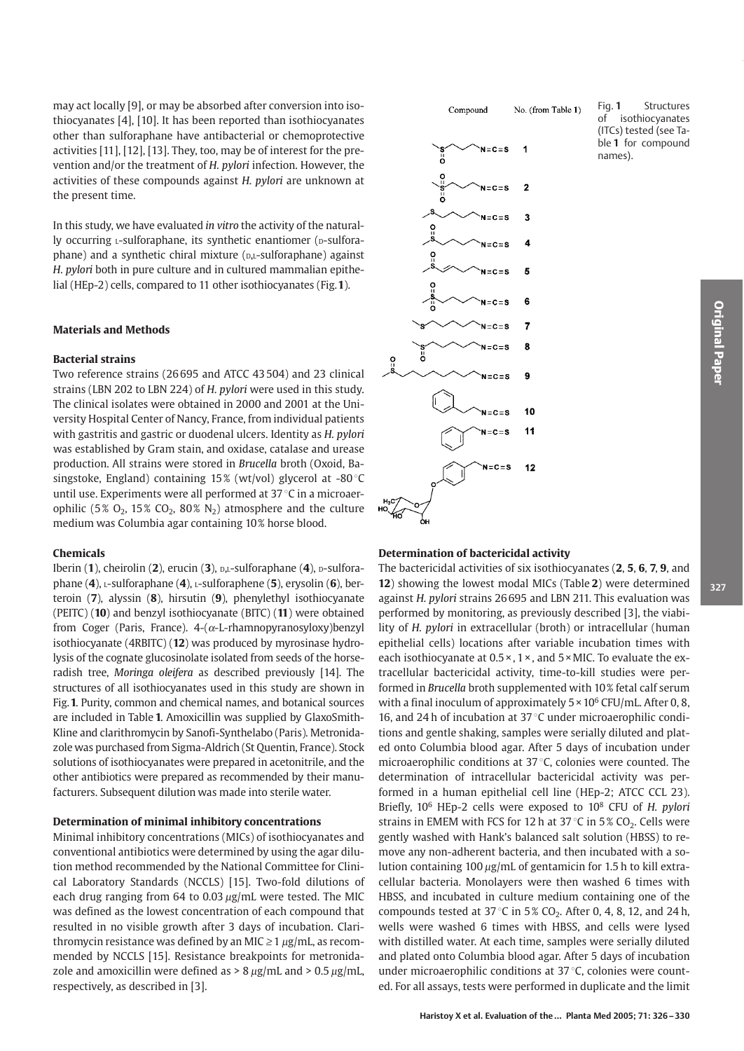may act locally [9], or may be absorbed after conversion into isothiocyanates [4], [10]. It has been reported than isothiocyanates other than sulforaphane have antibacterial or chemoprotective activities [11], [12], [13]. They, too, may be of interest for the prevention and/or the treatment of *H. pylori* infection. However, the activities of these compounds against *H. pylori* are unknown at the present time.

In this study, we have evaluated *in vitro* the activity of the naturally occurring L-sulforaphane, its synthetic enantiomer (D-sulforaphane) and a synthetic chiral mixture (D,L-sulforaphane) against *H. pylori* both in pure culture and in cultured mammalian epithelial (HEp-2) cells, compared to 11 other isothiocyanates (Fig. **1**).

Fig. **1** Structures of isothiocyanates (ITCs) tested (see Table **1** for compound names).

## Materials and Methods

### Bacterial strains

Two reference strains (26 695 and ATCC 43 504) and 23 clinical strains (LBN 202 to LBN 224) of *H. pylori* were used in this study. The clinical isolates were obtained in 2000 and 2001 at the University Hospital Center of Nancy, France, from individual patients with gastritis and gastric or duodenal ulcers. Identity as *H. pylori* was established by Gram stain, and oxidase, catalase and urease production. All strains were stored in *Brucella* broth (Oxoid, Basingstoke, England) containing 15% (wt/vol) glycerol at -80 °C until use. Experiments were all performed at 37 °C in a microaerophilic (5% $O_2$, 15% $CO_2$, 80% $N_2$) atmosphere and the culture medium was Columbia agar containing 10% horse blood.

### Chemicals

Iberin (**1**), cheirolin (**2**), erucin (**3**), D,L-sulforaphane (**4**), D-sulforaphane (**4**), L-sulforaphane (**4**), L-sulforaphene (**5**), erysolin (**6**), berteroin (**7**), alyssin (**8**), hirsutin (**9**), phenylethyl isothiocyanate (PEITC) (**10**) and benzyl isothiocyanate (BITC) (**11**) were obtained from Coger (Paris, France). 4-($\alpha$-L-rhamnopyranosyloxy)benzyl isothiocyanate (4RBITC) (**12**) was produced by myrosinase hydrolysis of the cognate glucosinolate isolated from seeds of the horseradish tree, *Moringa oleifera* as described previously [14]. The structures of all isothiocyanates used in this study are shown in Fig. **1**. Purity, common and chemical names, and botanical sources are included in Table **1**. Amoxicillin was supplied by GlaxoSmithKline and clarithromycin by Sanofi-Synthelabo (Paris). Metronidazole was purchased from Sigma-Aldrich (St Quentin, France). Stock solutions of isothiocyanates were prepared in acetonitrile, and the other antibiotics were prepared as recommended by their manufacturers. Subsequent dilution was made into sterile water.

### Determination of minimal inhibitory concentrations

Minimal inhibitory concentrations (MICs) of isothiocyanates and conventional antibiotics were determined by using the agar dilution method recommended by the National Committee for Clinical Laboratory Standards (NCCLS) [15]. Two-fold dilutions of each drug ranging from 64 to 0.03 $\mu$g/mL were tested. The MIC was defined as the lowest concentration of each compound that resulted in no visible growth after 3 days of incubation. Clarithromycin resistance was defined by an MIC $\geq 1$ $\mu$g/mL, as recommended by NCCLS [15]. Resistance breakpoints for metronidazole and amoxicillin were defined as > 8 $\mu$g/mL and > 0.5 $\mu$g/mL, respectively, as described in [3].

### Determination of bactericidal activity

The bactericidal activities of six isothiocyanates (**2**, **5**, **6**, **7**, **9**, and **12**) showing the lowest modal MICs (Table **2**) were determined against *H. pylori* strains 26 695 and LBN 211. This evaluation was performed by monitoring, as previously described [3], the viability of *H. pylori* in extracellular (broth) or intracellular (human epithelial cells) locations after variable incubation times with each isothiocyanate at 0.5×, 1×, and 5× MIC. To evaluate the extracellular bactericidal activity, time-to-kill studies were performed in *Brucella* broth supplemented with 10% fetal calf serum with a final inoculum of approximately $5 \times 10^6$ CFU/mL. After 0, 8, 16, and 24 h of incubation at 37 °C under microaerophilic conditions and gentle shaking, samples were serially diluted and plated onto Columbia blood agar. After 5 days of incubation under microaerophilic conditions at 37 °C, colonies were counted. The determination of intracellular bactericidal activity was performed in a human epithelial cell line (HEp-2; ATCC CCL 23). Briefly, $10^6$ HEp-2 cells were exposed to $10^8$ CFU of *H. pylori* strains in EMEM with FCS for 12 h at 37 °C in 5% $CO_2$. Cells were gently washed with Hank's balanced salt solution (HBSS) to remove any non-adherent bacteria, and then incubated with a solution containing 100 $\mu$g/mL of gentamicin for 1.5 h to kill extracellular bacteria. Monolayers were then washed 6 times with HBSS, and incubated in culture medium containing one of the compounds tested at 37 °C in 5% $CO_2$. After 0, 4, 8, 12, and 24 h, wells were washed 6 times with HBSS, and cells were lysed with distilled water. At each time, samples were serially diluted and plated onto Columbia blood agar. After 5 days of incubation under microaerophilic conditions at 37 °C, colonies were counted. For all assays, tests were performed in duplicate and the limit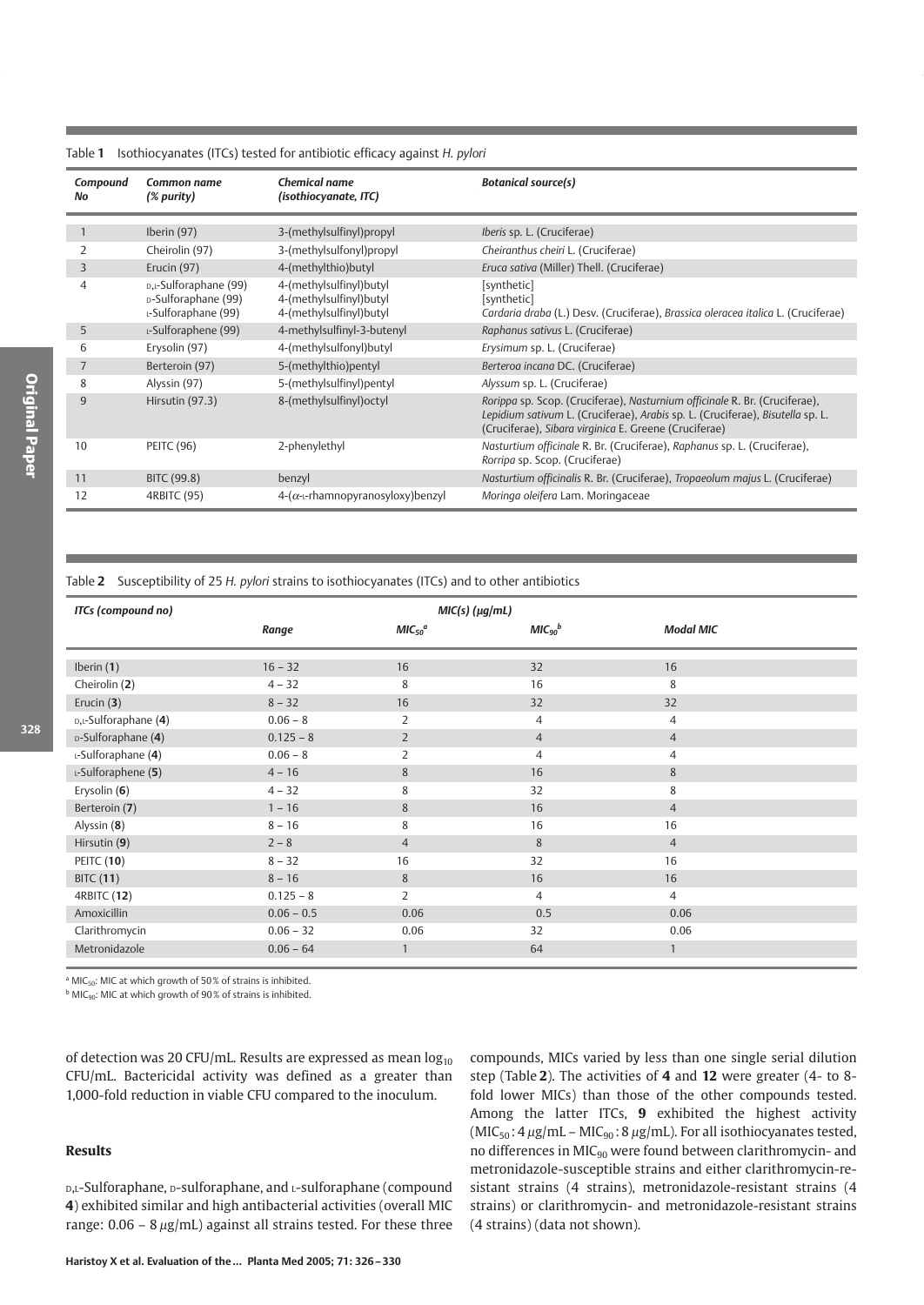Table **1** Isothiocyanates (ITCs) tested for antibiotic efficacy against *H. pylori*

| *Compound No* | *Common name (% purity)* | *Chemical name (isothiocyanate, ITC)* | *Botanical source(s)* |
|---|---|---|---|
| 1 | Iberin (97) | 3-(methylsulfinyl)propyl | *Iberis* sp. L. (Cruciferae) |
| 2 | Cheirolin (97) | 3-(methylsulfonyl)propyl | *Cheiranthus cheiri* L. (Cruciferae) |
| 3 | Erucin (97) | 4-(methylthio)butyl | *Eruca sativa* (Miller) Thell. (Cruciferae) |
| 4 | D,L-Sulforaphane (99)<br>D-Sulforaphane (99)<br>L-Sulforaphane (99) | 4-(methylsulfinyl)butyl<br>4-(methylsulfinyl)butyl<br>4-(methylsulfinyl)butyl | [synthetic]<br>[synthetic]<br>*Cardaria draba* (L.) Desv. (Cruciferae), *Brassica oleracea italica* L. (Cruciferae) |
| 5 | L-Sulforaphene (99) | 4-methylsulfinyl-3-butenyl | *Raphanus sativus* L. (Cruciferae) |
| 6 | Erysolin (97) | 4-(methylsulfonyl)butyl | *Erysimum* sp. L. (Cruciferae) |
| 7 | Berteroin (97) | 5-(methylthio)pentyl | *Berteroa incana* DC. (Cruciferae) |
| 8 | Alyssin (97) | 5-(methylsulfinyl)pentyl | *Alyssum* sp. L. (Cruciferae) |
| 9 | Hirsutin (97.3) | 8-(methylsulfinyl)octyl | *Rorippa* sp. Scop. (Cruciferae), *Nasturnium officinale* R. Br. (Cruciferae), *Lepidium sativum* L. (Cruciferae), *Arabis* sp. L. (Cruciferae), *Bisutella* sp. L. (Cruciferae), *Sibara virginica* E. Greene (Cruciferae) |
| 10 | PEITC (96) | 2-phenylethyl | *Nasturtium officinale* R. Br. (Cruciferae), *Raphanus* sp. L. (Cruciferae), *Rorripa* sp. Scop. (Cruciferae) |
| 11 | BITC (99.8) | benzyl | *Nasturtium officinalis* R. Br. (Cruciferae), *Tropaeolum majus* L. (Cruciferae) |
| 12 | 4RBITC (95) | 4-(α-L-rhamnopyranosyloxy)benzyl | *Moringa oleifera* Lam. Moringaceae |

Table **2** Susceptibility of 25 *H. pylori* strains to isothiocyanates (ITCs) and to other antibiotics

| *ITCs (compound no)* | *MIC(s) (μg/mL)* | | | |
|---|---|---|---|---|
| | *Range* | $MIC_{50}$[a] | $MIC_{90}$[b] | *Modal MIC* |
| Iberin (**1**) | 16 – 32 | 16 | 32 | 16 |
| Cheirolin (**2**) | 4 – 32 | 8 | 16 | 8 |
| Erucin (**3**) | 8 – 32 | 16 | 32 | 32 |
| D,L-Sulforaphane (**4**) | 0.06 – 8 | 2 | 4 | 4 |
| D-Sulforaphane (**4**) | 0.125 – 8 | 2 | 4 | 4 |
| L-Sulforaphane (**4**) | 0.06 – 8 | 2 | 4 | 4 |
| L-Sulforaphene (**5**) | 4 – 16 | 8 | 16 | 8 |
| Erysolin (**6**) | 4 – 32 | 8 | 32 | 8 |
| Berteroin (**7**) | 1 – 16 | 8 | 16 | 4 |
| Alyssin (**8**) | 8 – 16 | 8 | 16 | 16 |
| Hirsutin (**9**) | 2 – 8 | 4 | 8 | 4 |
| PEITC (**10**) | 8 – 32 | 16 | 32 | 16 |
| BITC (**11**) | 8 – 16 | 8 | 16 | 16 |
| 4RBITC (**12**) | 0.125 – 8 | 2 | 4 | 4 |
| Amoxicillin | 0.06 – 0.5 | 0.06 | 0.5 | 0.06 |
| Clarithromycin | 0.06 – 32 | 0.06 | 32 | 0.06 |
| Metronidazole | 0.06 – 64 | 1 | 64 | 1 |

[a] $MIC_{50}$: MIC at which growth of 50% of strains is inhibited.
[b] $MIC_{90}$: MIC at which growth of 90% of strains is inhibited.

of detection was 20 CFU/mL. Results are expressed as mean $\log_{10}$ CFU/mL. Bactericidal activity was defined as a greater than 1,000-fold reduction in viable CFU compared to the inoculum.

## Results

D,L-Sulforaphane, D-sulforaphane, and L-sulforaphane (compound **4**) exhibited similar and high antibacterial activities (overall MIC range: 0.06 – 8 μg/mL) against all strains tested. For these three compounds, MICs varied by less than one single serial dilution step (Table **2**). The activities of **4** and **12** were greater (4- to 8-fold lower MICs) than those of the other compounds tested. Among the latter ITCs, **9** exhibited the highest activity ($MIC_{50}$ : 4 μg/mL – $MIC_{90}$ : 8 μg/mL). For all isothiocyanates tested, no differences in $MIC_{90}$ were found between clarithromycin- and metronidazole-susceptible strains and either clarithromycin-resistant strains (4 strains), metronidazole-resistant strains (4 strains) or clarithromycin- and metronidazole-resistant strains (4 strains) (data not shown).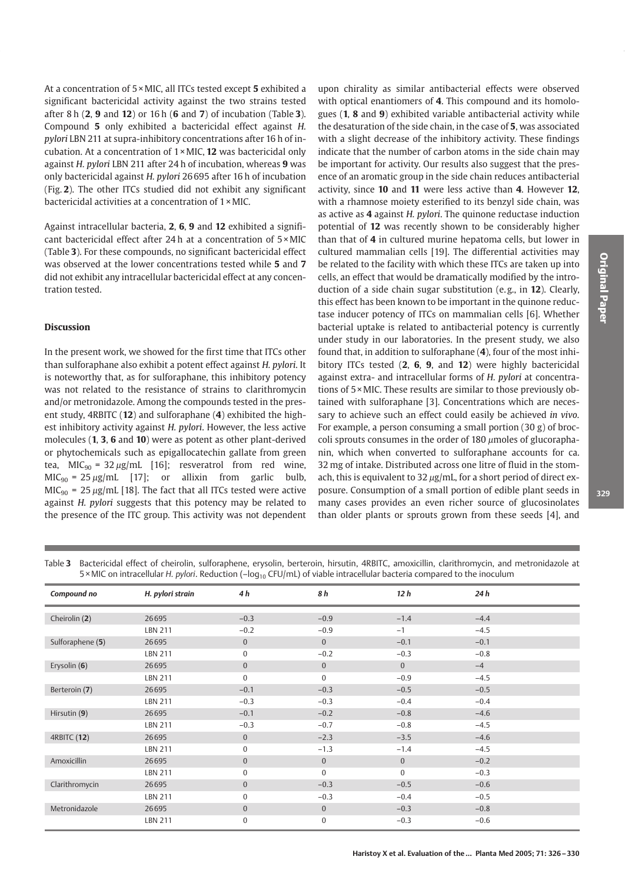At a concentration of 5 × MIC, all ITCs tested except **5** exhibited a significant bactericidal activity against the two strains tested after 8 h (**2**, **9** and **12**) or 16 h (**6** and **7**) of incubation (Table **3**). Compound **5** only exhibited a bactericidal effect against *H. pylori* LBN 211 at supra-inhibitory concentrations after 16 h of incubation. At a concentration of 1 × MIC, **12** was bactericidal only against *H. pylori* LBN 211 after 24 h of incubation, whereas **9** was only bactericidal against *H. pylori* 26695 after 16 h of incubation (Fig. **2**). The other ITCs studied did not exhibit any significant bactericidal activities at a concentration of 1 × MIC.

Against intracellular bacteria, **2**, **6**, **9** and **12** exhibited a significant bactericidal effect after 24 h at a concentration of 5 × MIC (Table **3**). For these compounds, no significant bactericidal effect was observed at the lower concentrations tested while **5** and **7** did not exhibit any intracellular bactericidal effect at any concentration tested.

## Discussion

In the present work, we showed for the first time that ITCs other than sulforaphane also exhibit a potent effect against *H. pylori*. It is noteworthy that, as for sulforaphane, this inhibitory potency was not related to the resistance of strains to clarithromycin and/or metronidazole. Among the compounds tested in the present study, 4RBITC (**12**) and sulforaphane (**4**) exhibited the highest inhibitory activity against *H. pylori*. However, the less active molecules (**1**, **3**, **6** and **10**) were as potent as other plant-derived or phytochemicals such as epigallocatechin gallate from green tea, $MIC_{90}$ = 32 µg/mL [16]; resveratrol from red wine, $MIC_{90}$ = 25 µg/mL [17]; or allixin from garlic bulb, $MIC_{90}$ = 25 µg/mL [18]. The fact that all ITCs tested were active against *H. pylori* suggests that this potency may be related to the presence of the ITC group. This activity was not dependent upon chirality as similar antibacterial effects were observed with optical enantiomers of **4**. This compound and its homologues (**1**, **8** and **9**) exhibited variable antibacterial activity while the desaturation of the side chain, in the case of **5**, was associated with a slight decrease of the inhibitory activity. These findings indicate that the number of carbon atoms in the side chain may be important for activity. Our results also suggest that the presence of an aromatic group in the side chain reduces antibacterial activity, since **10** and **11** were less active than **4**. However **12**, with a rhamnose moiety esterified to its benzyl side chain, was as active as **4** against *H. pylori*. The quinone reductase induction potential of **12** was recently shown to be considerably higher than that of **4** in cultured murine hepatoma cells, but lower in cultured mammalian cells [19]. The differential activities may be related to the facility with which these ITCs are taken up into cells, an effect that would be dramatically modified by the introduction of a side chain sugar substitution (e. g., in **12**). Clearly, this effect has been known to be important in the quinone reductase inducer potency of ITCs on mammalian cells [6]. Whether bacterial uptake is related to antibacterial potency is currently under study in our laboratories. In the present study, we also found that, in addition to sulforaphane (**4**), four of the most inhibitory ITCs tested (**2**, **6**, **9**, and **12**) were highly bactericidal against extra- and intracellular forms of *H. pylori* at concentrations of 5 × MIC. These results are similar to those previously obtained with sulforaphane [3]. Concentrations which are necessary to achieve such an effect could easily be achieved *in vivo*. For example, a person consuming a small portion (30 g) of broccoli sprouts consumes in the order of 180 µmoles of glucoraphanin, which when converted to sulforaphane accounts for ca. 32 mg of intake. Distributed across one litre of fluid in the stomach, this is equivalent to 32 µg/mL, for a short period of direct exposure. Consumption of a small portion of edible plant seeds in many cases provides an even richer source of glucosinolates than older plants or sprouts grown from these seeds [4], and

Table **3** Bactericidal effect of cheirolin, sulforaphene, erysolin, berteroin, hirsutin, 4RBITC, amoxicillin, clarithromycin, and metronidazole at 5 × MIC on intracellular *H. pylori*. Reduction ($-\log_{10}$ CFU/mL) of viable intracellular bacteria compared to the inoculum

| *Compound no* | *H. pylori strain* | *4 h* | *8 h* | *12 h* | *24 h* |
|---|---|---|---|---|---|
| Cheirolin (**2**) | 26695 | −0.3 | −0.9 | −1.4 | −4.4 |
| | LBN 211 | −0.2 | −0.9 | −1 | −4.5 |
| Sulforaphene (**5**) | 26695 | 0 | 0 | −0.1 | −0.1 |
| | LBN 211 | 0 | −0.2 | −0.3 | −0.8 |
| Erysolin (**6**) | 26695 | 0 | 0 | 0 | −4 |
| | LBN 211 | 0 | 0 | −0.9 | −4.5 |
| Berteroin (**7**) | 26695 | −0.1 | −0.3 | −0.5 | −0.5 |
| | LBN 211 | −0.3 | −0.3 | −0.4 | −0.4 |
| Hirsutin (**9**) | 26695 | −0.1 | −0.2 | −0.8 | −4.6 |
| | LBN 211 | −0.3 | −0.7 | −0.8 | −4.5 |
| 4RBITC (**12**) | 26695 | 0 | −2.3 | −3.5 | −4.6 |
| | LBN 211 | 0 | −1.3 | −1.4 | −4.5 |
| Amoxicillin | 26695 | 0 | 0 | 0 | −0.2 |
| | LBN 211 | 0 | 0 | 0 | −0.3 |
| Clarithromycin | 26695 | 0 | −0.3 | −0.5 | −0.6 |
| | LBN 211 | 0 | −0.3 | −0.4 | −0.5 |
| Metronidazole | 26695 | 0 | 0 | −0.3 | −0.8 |
| | LBN 211 | 0 | 0 | −0.3 | −0.6 |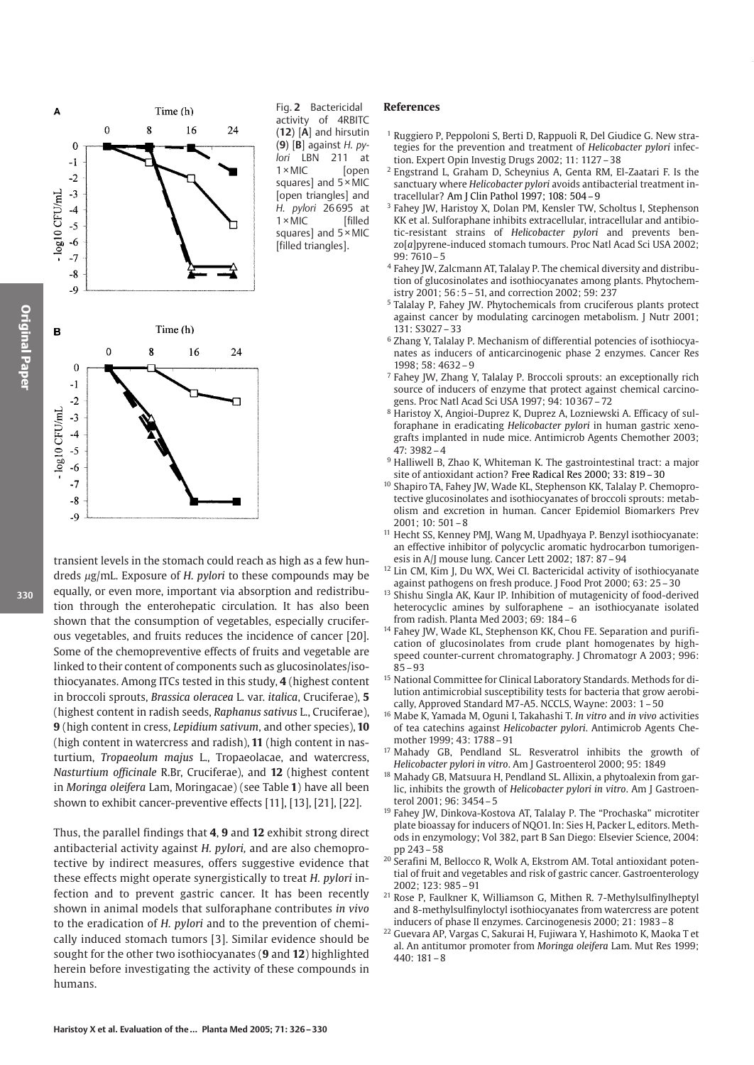A

Time (h)

0 8 16 24

0
-1
-2
-3
-4
-5
-6
-7
-8
-9

- log10 CFU/mL

B

Time (h)

0 8 16 24

0
-1
-2
-3
-4
-5
-6
-7
-8
-9

- log10 CFU/mL

Fig. **2** Bactericidal activity of 4RBITC (**12**) [**A**] and hirsutin (**9**) [**B**] against *H. pylori* LBN 211 at 1×MIC [open squares] and 5×MIC [open triangles] and *H. pylori* 26695 at 1×MIC [filled squares] and 5×MIC [filled triangles].

transient levels in the stomach could reach as high as a few hundreds μg/mL. Exposure of *H. pylori* to these compounds may be equally, or even more, important via absorption and redistribution through the enterohepatic circulation. It has also been shown that the consumption of vegetables, especially cruciferous vegetables, and fruits reduces the incidence of cancer [20]. Some of the chemopreventive effects of fruits and vegetable are linked to their content of components such as glucosinolates/isothiocyanates. Among ITCs tested in this study, **4** (highest content in broccoli sprouts, *Brassica oleracea* L. var. *italica*, Cruciferae), **5** (highest content in radish seeds, *Raphanus sativus* L., Cruciferae), **9** (high content in cress, *Lepidium sativum*, and other species), **10** (high content in watercress and radish), **11** (high content in nasturtium, *Tropaeolum majus* L., Tropaeolacae, and watercress, *Nasturtium officinale* R.Br, Cruciferae), and **12** (highest content in *Moringa oleifera* Lam, Moringacae) (see Table **1**) have all been shown to exhibit cancer-preventive effects [11], [13], [21], [22].

Thus, the parallel findings that **4**, **9** and **12** exhibit strong direct antibacterial activity against *H. pylori,* and are also chemoprotective by indirect measures, offers suggestive evidence that these effects might operate synergistically to treat *H. pylori* infection and to prevent gastric cancer. It has been recently shown in animal models that sulforaphane contributes *in vivo* to the eradication of *H. pylori* and to the prevention of chemically induced stomach tumors [3]. Similar evidence should be sought for the other two isothiocyanates (**9** and **12**) highlighted herein before investigating the activity of these compounds in humans.

## References

1. Ruggiero P, Peppoloni S, Berti D, Rappuoli R, Del Giudice G. New strategies for the prevention and treatment of *Helicobacter pylori* infection. Expert Opin Investig Drugs 2002; 11: 1127 – 38
2. Engstrand L, Graham D, Scheynius A, Genta RM, El-Zaatari F. Is the sanctuary where *Helicobacter pylori* avoids antibacterial treatment intracellular? Am J Clin Pathol 1997; 108: 504 – 9
3. Fahey JW, Haristoy X, Dolan PM, Kensler TW, Scholtus I, Stephenson KK et al. Sulforaphane inhibits extracellular, intracellular and antibiotic-resistant strains of *Helicobacter pylori* and prevents benzo[*a*]pyrene-induced stomach tumours. Proc Natl Acad Sci USA 2002; 99: 7610 – 5
4. Fahey JW, Zalcmann AT, Talalay P. The chemical diversity and distribution of glucosinolates and isothiocyanates among plants. Phytochemistry 2001; 56 : 5 – 51, and correction 2002; 59: 237
5. Talalay P, Fahey JW. Phytochemicals from cruciferous plants protect against cancer by modulating carcinogen metabolism. J Nutr 2001; 131: S3027 – 33
6. Zhang Y, Talalay P. Mechanism of differential potencies of isothiocyanates as inducers of anticarcinogenic phase 2 enzymes. Cancer Res 1998; 58: 4632 – 9
7. Fahey JW, Zhang Y, Talalay P. Broccoli sprouts: an exceptionally rich source of inducers of enzyme that protect against chemical carcinogens. Proc Natl Acad Sci USA 1997; 94: 10367 – 72
8. Haristoy X, Angioi-Duprez K, Duprez A, Lozniewski A. Efficacy of sulforaphane in eradicating *Helicobacter pylori* in human gastric xenografts implanted in nude mice. Antimicrob Agents Chemother 2003; 47: 3982 – 4
9. Halliwell B, Zhao K, Whiteman K. The gastrointestinal tract: a major site of antioxidant action? Free Radical Res 2000; 33: 819 – 30
10. Shapiro TA, Fahey JW, Wade KL, Stephenson KK, Talalay P. Chemoprotective glucosinolates and isothiocyanates of broccoli sprouts: metabolism and excretion in human. Cancer Epidemiol Biomarkers Prev 2001; 10: 501 – 8
11. Hecht SS, Kenney PMJ, Wang M, Upadhyaya P. Benzyl isothiocyanate: an effective inhibitor of polycyclic aromatic hydrocarbon tumorigenesis in A/J mouse lung. Cancer Lett 2002; 187: 87 – 94
12. Lin CM, Kim J, Du WX, Wei CI. Bactericidal activity of isothiocyanate against pathogens on fresh produce. J Food Prot 2000; 63: 25 – 30
13. Shishu Singla AK, Kaur IP. Inhibition of mutagenicity of food-derived heterocyclic amines by sulforaphene – an isothiocyanate isolated from radish. Planta Med 2003; 69: 184 – 6
14. Fahey JW, Wade KL, Stephenson KK, Chou FE. Separation and purification of glucosinolates from crude plant homogenates by high-speed counter-current chromatography. J Chromatogr A 2003; 996: 85 – 93
15. National Committee for Clinical Laboratory Standards. Methods for dilution antimicrobial susceptibility tests for bacteria that grow aerobically, Approved Standard M7-A5. NCCLS, Wayne: 2003: 1 – 50
16. Mabe K, Yamada M, Oguni I, Takahashi T. *In vitro* and *in vivo* activities of tea catechins against *Helicobacter pylori*. Antimicrob Agents Chemother 1999; 43: 1788 – 91
17. Mahady GB, Pendland SL. Resveratrol inhibits the growth of *Helicobacter pylori in vitro*. Am J Gastroenterol 2000; 95: 1849
18. Mahady GB, Matsuura H, Pendland SL. Allixin, a phytoalexin from garlic, inhibits the growth of *Helicobacter pylori in vitro*. Am J Gastroenterol 2001; 96: 3454 – 5
19. Fahey JW, Dinkova-Kostova AT, Talalay P. The "Prochaska" microtiter plate bioassay for inducers of NQO1. In: Sies H, Packer L, editors. Methods in enzymology; Vol 382, part B San Diego: Elsevier Science, 2004: pp 243 – 58
20. Serafini M, Bellocco R, Wolk A, Ekstrom AM. Total antioxidant potential of fruit and vegetables and risk of gastric cancer. Gastroenterology 2002; 123: 985 – 91
21. Rose P, Faulkner K, Williamson G, Mithen R. 7-Methylsulfinylheptyl and 8-methylsulfinyloctyl isothiocyanates from watercress are potent inducers of phase II enzymes. Carcinogenesis 2000; 21: 1983 – 8
22. Guevara AP, Vargas C, Sakurai H, Fujiwara Y, Hashimoto K, Maoka T et al. An antitumor promoter from *Moringa oleifera* Lam. Mut Res 1999; 440: 181 – 8